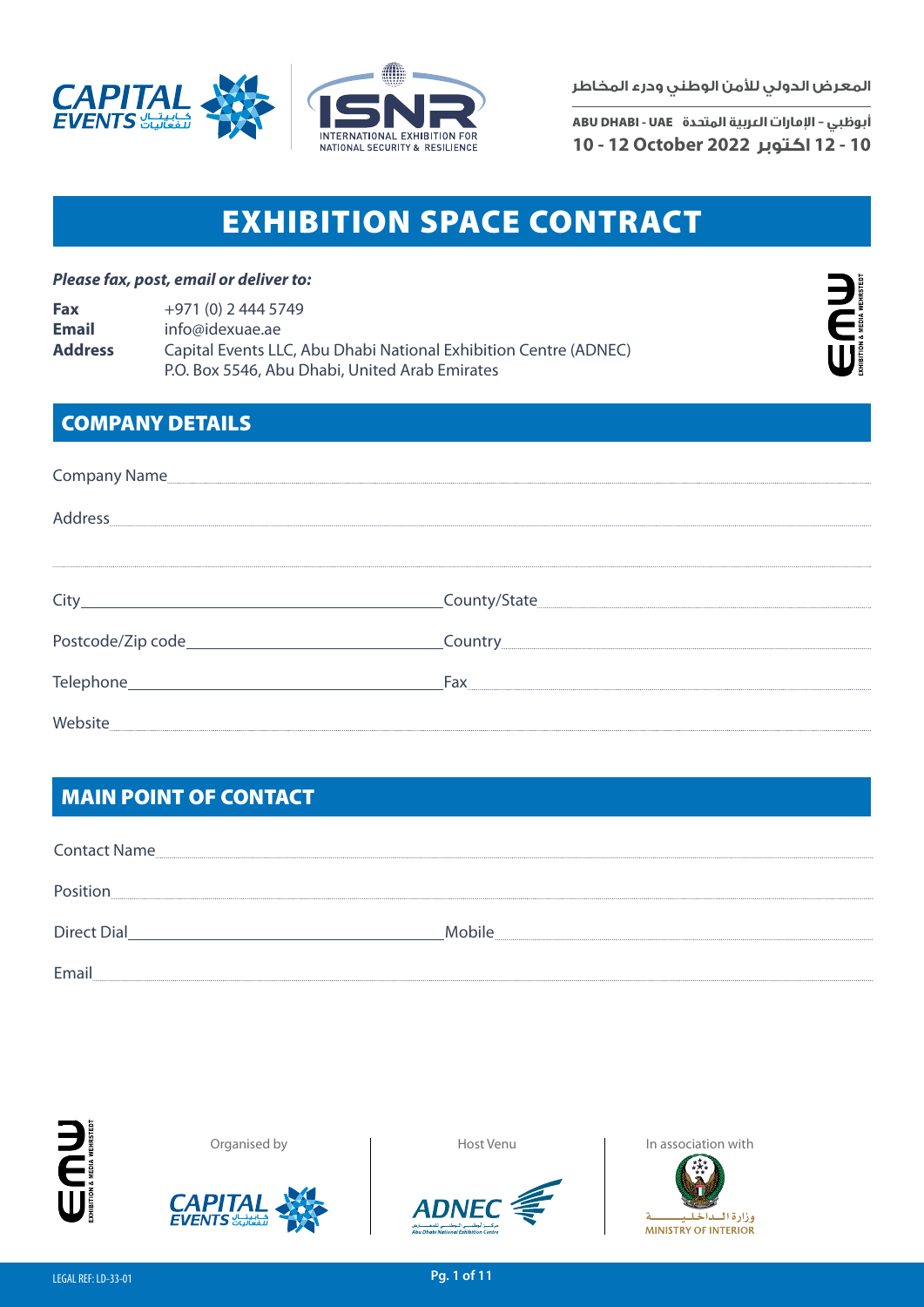المعرض الدولي للأمن الوطني ودرء المخاطر

ABU DHABI - UAE أبوظبي – الإمارات العربية المتحدة

10 - 12 October 2022 10 - 12 اكتوبر

# EXHIBITION SPACE CONTRACT

***Please fax, post, email or deliver to:***

**Fax** +971 (0) 2 444 5749
**Email** info@idexuae.ae
**Address** Capital Events LLC, Abu Dhabi National Exhibition Centre (ADNEC)
P.O. Box 5546, Abu Dhabi, United Arab Emirates

## COMPANY DETAILS

Company Name

Address

City

County/State

Postcode/Zip code

Country

Telephone

Fax

Website

## MAIN POINT OF CONTACT

Contact Name

Position

Direct Dial

Mobile

Email

Organised by

Host Venu

In association with

LEGAL REF: LD-33-01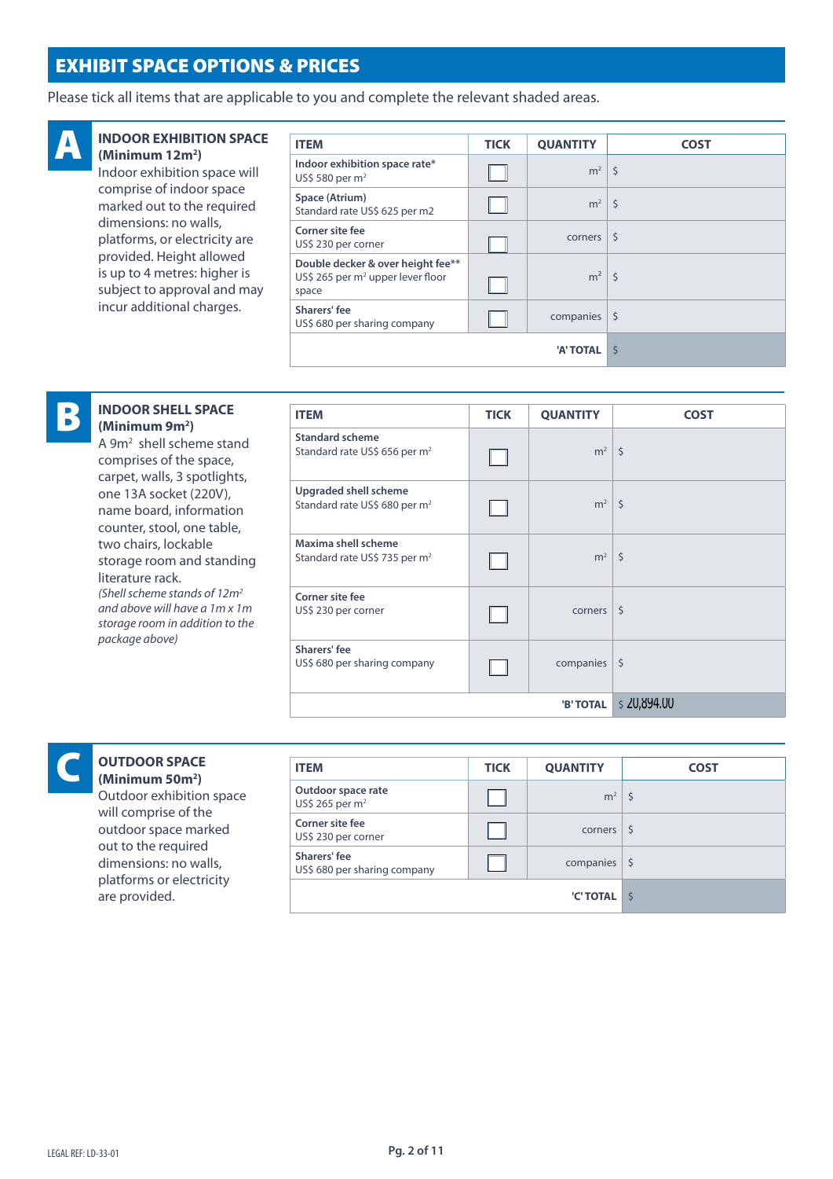# EXHIBIT SPACE OPTIONS & PRICES

Please tick all items that are applicable to you and complete the relevant shaded areas.

## A

**INDOOR EXHIBITION SPACE (Minimum 12m²)**

Indoor exhibition space will comprise of indoor space marked out to the required dimensions: no walls, platforms, or electricity are provided. Height allowed is up to 4 metres: higher is subject to approval and may incur additional charges.

| ITEM | TICK | QUANTITY | COST |
|---|---|---|---|
| **Indoor exhibition space rate*** US$ 580 per m² | ☐ | m² | $ |
| **Space (Atrium)** Standard rate US$ 625 per m2 | ☐ | m² | $ |
| **Corner site fee** US$ 230 per corner | ☐ | corners | $ |
| **Double decker & over height fee**** US$ 265 per m² upper lever floor space | ☐ | m² | $ |
| **Sharers' fee** US$ 680 per sharing company | ☐ | companies | $ |
| | | **'A' TOTAL** | $ |

## B

**INDOOR SHELL SPACE (Minimum 9m²)**

A 9m² shell scheme stand comprises of the space, carpet, walls, 3 spotlights, one 13A socket (220V), name board, information counter, stool, one table, two chairs, lockable storage room and standing literature rack.

*(Shell scheme stands of 12m² and above will have a 1m x 1m storage room in addition to the package above)*

| ITEM | TICK | QUANTITY | COST |
|---|---|---|---|
| **Standard scheme** Standard rate US$ 656 per m² | ☐ | m² | $ |
| **Upgraded shell scheme** Standard rate US$ 680 per m² | ☐ | m² | $ |
| **Maxima shell scheme** Standard rate US$ 735 per m² | ☐ | m² | $ |
| **Corner site fee** US$ 230 per corner | ☐ | corners | $ |
| **Sharers' fee** US$ 680 per sharing company | ☐ | companies | $ |
| | | **'B' TOTAL** | $ 20,894.00 |

## C

**OUTDOOR SPACE (Minimum 50m²)**

Outdoor exhibition space will comprise of the outdoor space marked out to the required dimensions: no walls, platforms or electricity are provided.

| ITEM | TICK | QUANTITY | COST |
|---|---|---|---|
| **Outdoor space rate** US$ 265 per m² | ☐ | m² | $ |
| **Corner site fee** US$ 230 per corner | ☐ | corners | $ |
| **Sharers' fee** US$ 680 per sharing company | ☐ | companies | $ |
| | | **'C' TOTAL** | $ |

LEGAL REF: LD-33-01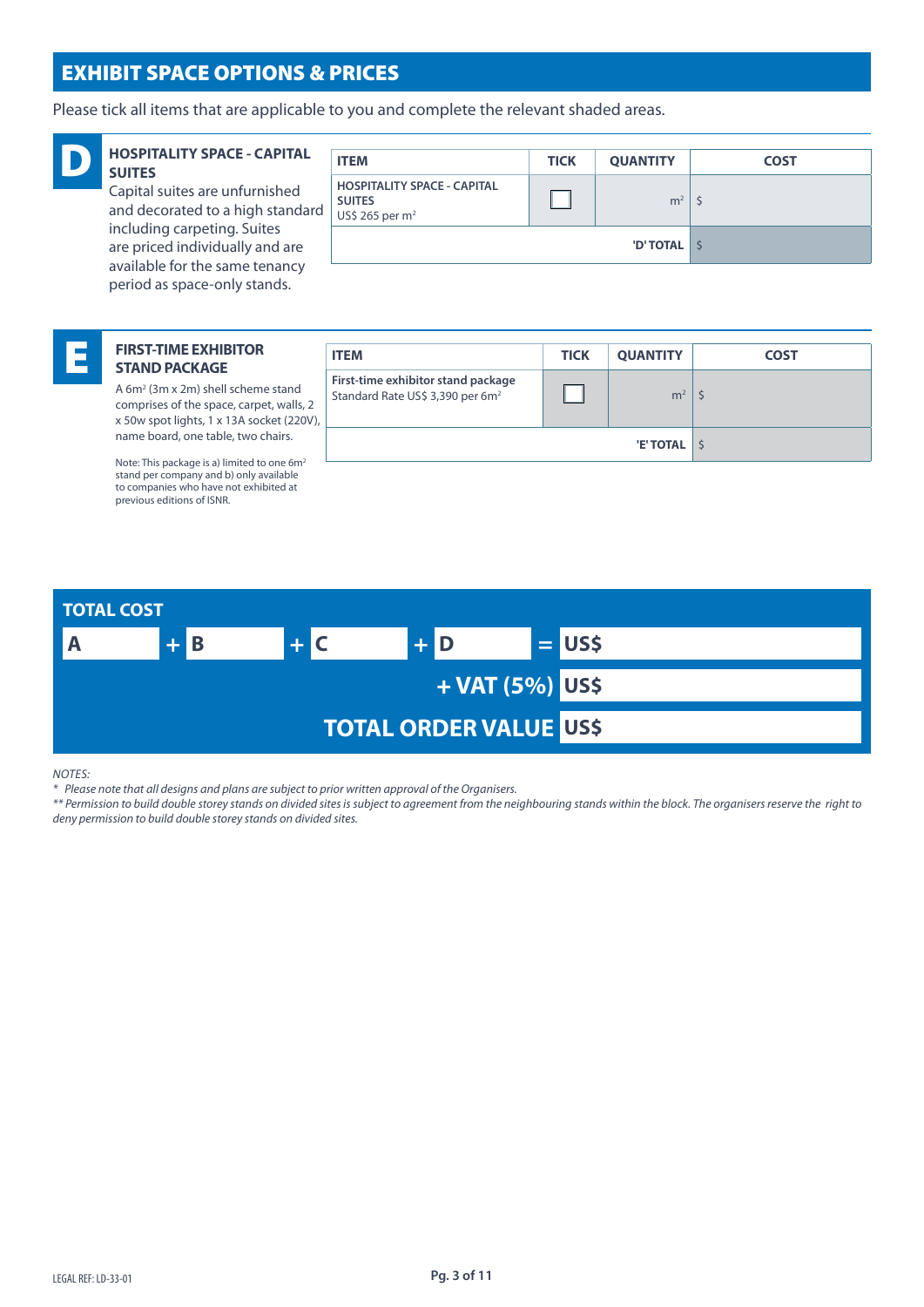# EXHIBIT SPACE OPTIONS & PRICES

Please tick all items that are applicable to you and complete the relevant shaded areas.

## D

### HOSPITALITY SPACE - CAPITAL SUITES

Capital suites are unfurnished and decorated to a high standard including carpeting. Suites are priced individually and are available for the same tenancy period as space-only stands.

| ITEM | TICK | QUANTITY | COST |
|---|---|---|---|
| **HOSPITALITY SPACE - CAPITAL SUITES** US$ 265 per $m^2$ | ☐ | $m^2$ | $ |
| | | **'D' TOTAL** | $ |

## E

### FIRST-TIME EXHIBITOR STAND PACKAGE

A $6m^2$ (3m x 2m) shell scheme stand comprises of the space, carpet, walls, 2 x 50w spot lights, 1 x 13A socket (220V), name board, one table, two chairs.

Note: This package is a) limited to one $6m^2$ stand per company and b) only available to companies who have not exhibited at previous editions of ISNR.

| ITEM | TICK | QUANTITY | COST |
|---|---|---|---|
| **First-time exhibitor stand package** Standard Rate US$ 3,390 per $6m^2$ | ☐ | $m^2$ | $ |
| | | **'E' TOTAL** | $ |

## TOTAL COST

**A** ______ + **B** ______ + **C** ______ + **D** ______ = **US$** ______

**+ VAT (5%) US$** ______

**TOTAL ORDER VALUE US$** ______

*NOTES:*

*\* Please note that all designs and plans are subject to prior written approval of the Organisers.*

*\*\* Permission to build double storey stands on divided sites is subject to agreement from the neighbouring stands within the block. The organisers reserve the right to deny permission to build double storey stands on divided sites.*

LEGAL REF: LD-33-01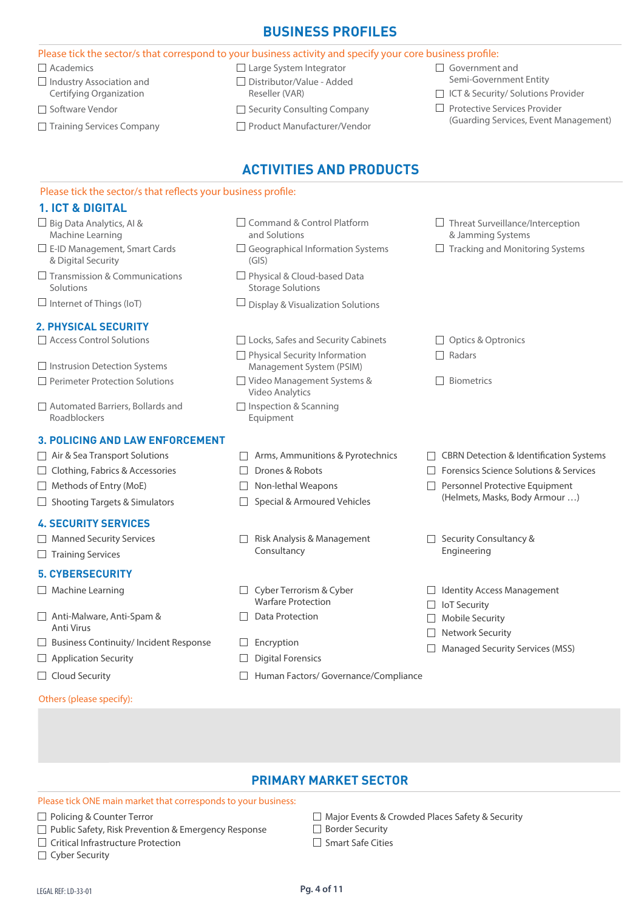## BUSINESS PROFILES

Please tick the sector/s that correspond to your business activity and specify your core business profile:

- ☐ Academics
- ☐ Industry Association and Certifying Organization
- ☐ Software Vendor
- ☐ Training Services Company
- ☐ Large System Integrator
- ☐ Distributor/Value - Added Reseller (VAR)
- ☐ Security Consulting Company
- ☐ Product Manufacturer/Vendor
- ☐ Government and Semi-Government Entity
- ☐ ICT & Security/ Solutions Provider
- ☐ Protective Services Provider (Guarding Services, Event Management)

## ACTIVITIES AND PRODUCTS

Please tick the sector/s that reflects your business profile:

### 1. ICT & DIGITAL

- ☐ Big Data Analytics, AI & Machine Learning
- ☐ E-ID Management, Smart Cards & Digital Security
- ☐ Transmission & Communications Solutions
- ☐ Internet of Things (IoT)
- ☐ Command & Control Platform and Solutions
- ☐ Geographical Information Systems (GIS)
- ☐ Physical & Cloud-based Data Storage Solutions
- ☐ Display & Visualization Solutions
- ☐ Threat Surveillance/Interception & Jamming Systems
- ☐ Tracking and Monitoring Systems

### 2. PHYSICAL SECURITY

- ☐ Access Control Solutions
- ☐ Instrusion Detection Systems
- ☐ Perimeter Protection Solutions
- ☐ Automated Barriers, Bollards and Roadblockers
- ☐ Locks, Safes and Security Cabinets
- ☐ Physical Security Information Management System (PSIM)
- ☐ Video Management Systems & Video Analytics
- ☐ Inspection & Scanning Equipment
- ☐ Optics & Optronics
- ☐ Radars
- ☐ Biometrics

### 3. POLICING AND LAW ENFORCEMENT

- ☐ Air & Sea Transport Solutions
- ☐ Clothing, Fabrics & Accessories
- ☐ Methods of Entry (MoE)
- ☐ Shooting Targets & Simulators
- ☐ Arms, Ammunitions & Pyrotechnics
- ☐ Drones & Robots
- ☐ Non-lethal Weapons
- ☐ Special & Armoured Vehicles
- ☐ CBRN Detection & Identification Systems
- ☐ Forensics Science Solutions & Services
- ☐ Personnel Protective Equipment (Helmets, Masks, Body Armour …)

### 4. SECURITY SERVICES

- ☐ Manned Security Services
- ☐ Training Services
- ☐ Risk Analysis & Management Consultancy
- ☐ Security Consultancy & Engineering

### 5. CYBERSECURITY

- ☐ Machine Learning
- ☐ Anti-Malware, Anti-Spam & Anti Virus
- ☐ Business Continuity/ Incident Response
- ☐ Application Security
- ☐ Cloud Security
- ☐ Cyber Terrorism & Cyber Warfare Protection
- ☐ Data Protection
- ☐ Encryption
- ☐ Digital Forensics
- ☐ Human Factors/ Governance/Compliance
- ☐ Identity Access Management
- ☐ IoT Security
- ☐ Mobile Security
- ☐ Network Security
- ☐ Managed Security Services (MSS)

Others (please specify):

## PRIMARY MARKET SECTOR

Please tick ONE main market that corresponds to your business:

- ☐ Policing & Counter Terror
- ☐ Public Safety, Risk Prevention & Emergency Response
- ☐ Critical Infrastructure Protection
- ☐ Cyber Security
- ☐ Major Events & Crowded Places Safety & Security
- ☐ Border Security
- ☐ Smart Safe Cities

LEGAL REF: LD-33-01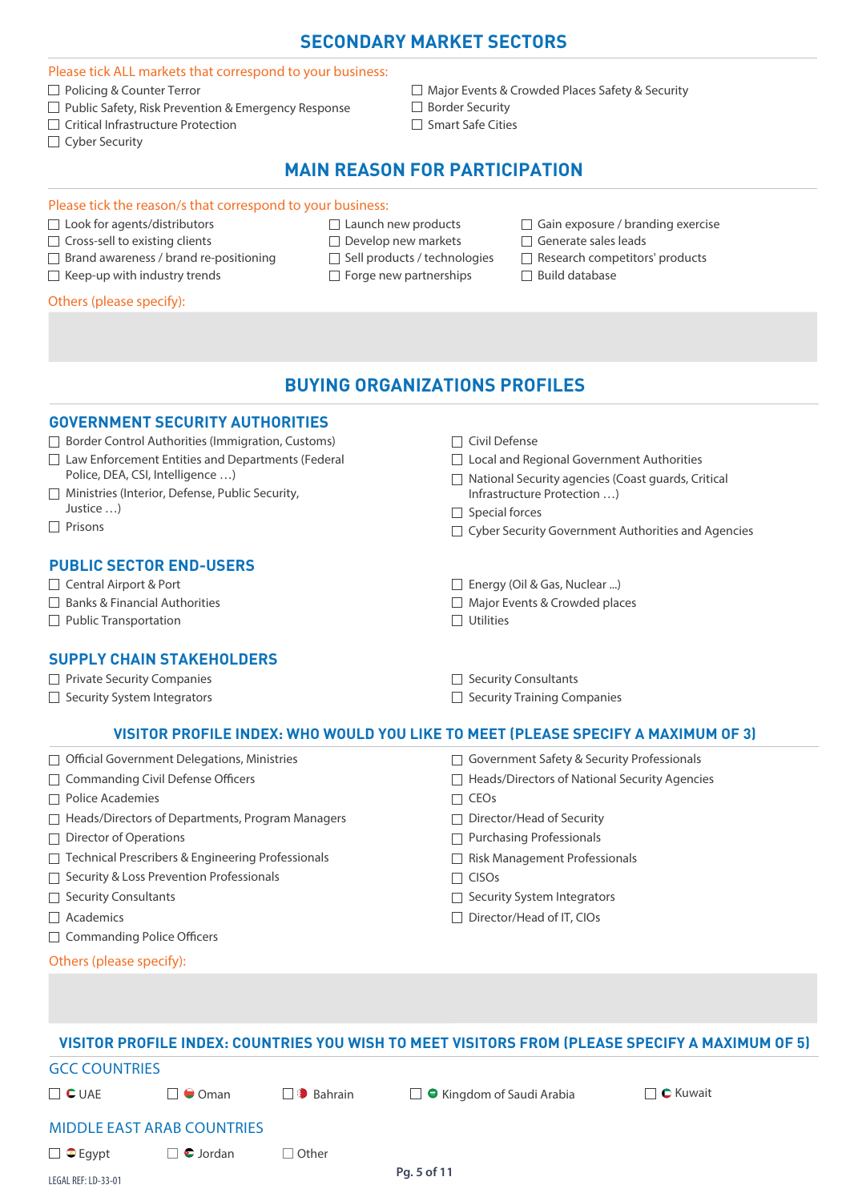## SECONDARY MARKET SECTORS

Please tick ALL markets that correspond to your business:

- ☐ Policing & Counter Terror
- ☐ Public Safety, Risk Prevention & Emergency Response
- ☐ Critical Infrastructure Protection
- ☐ Cyber Security
- ☐ Major Events & Crowded Places Safety & Security
- ☐ Border Security
- ☐ Smart Safe Cities

## MAIN REASON FOR PARTICIPATION

Please tick the reason/s that correspond to your business:

- ☐ Look for agents/distributors
- ☐ Cross-sell to existing clients
- ☐ Brand awareness / brand re-positioning
- ☐ Keep-up with industry trends
- ☐ Launch new products
- ☐ Develop new markets
- ☐ Sell products / technologies
- ☐ Forge new partnerships
- ☐ Gain exposure / branding exercise
- ☐ Generate sales leads
- ☐ Research competitors' products
- ☐ Build database

Others (please specify):

## BUYING ORGANIZATIONS PROFILES

### GOVERNMENT SECURITY AUTHORITIES

- ☐ Border Control Authorities (Immigration, Customs)
- ☐ Law Enforcement Entities and Departments (Federal Police, DEA, CSI, Intelligence …)
- ☐ Ministries (Interior, Defense, Public Security, Justice …)
- ☐ Prisons
- ☐ Civil Defense
- ☐ Local and Regional Government Authorities
- ☐ National Security agencies (Coast guards, Critical Infrastructure Protection …)
- ☐ Special forces
- ☐ Cyber Security Government Authorities and Agencies

### PUBLIC SECTOR END-USERS

- ☐ Central Airport & Port
- ☐ Banks & Financial Authorities
- ☐ Public Transportation
- ☐ Energy (Oil & Gas, Nuclear ...)
- ☐ Major Events & Crowded places
- ☐ Utilities

### SUPPLY CHAIN STAKEHOLDERS

- ☐ Private Security Companies
- ☐ Security System Integrators
- ☐ Security Consultants
- ☐ Security Training Companies

### VISITOR PROFILE INDEX: WHO WOULD YOU LIKE TO MEET (PLEASE SPECIFY A MAXIMUM OF 3)

- ☐ Official Government Delegations, Ministries
- ☐ Commanding Civil Defense Officers
- ☐ Police Academies
- ☐ Heads/Directors of Departments, Program Managers
- ☐ Director of Operations
- ☐ Technical Prescribers & Engineering Professionals
- ☐ Security & Loss Prevention Professionals
- ☐ Security Consultants
- ☐ Academics
- ☐ Commanding Police Officers
- ☐ Government Safety & Security Professionals
- ☐ Heads/Directors of National Security Agencies
- ☐ CEOs
- ☐ Director/Head of Security
- ☐ Purchasing Professionals
- ☐ Risk Management Professionals
- ☐ CISOs
- ☐ Security System Integrators
- ☐ Director/Head of IT, CIOs

Others (please specify):

### VISITOR PROFILE INDEX: COUNTRIES YOU WISH TO MEET VISITORS FROM (PLEASE SPECIFY A MAXIMUM OF 5)

GCC COUNTRIES

- ☐ UAE
- ☐ Oman
- ☐ Bahrain
- ☐ Kingdom of Saudi Arabia
- ☐ Kuwait

MIDDLE EAST ARAB COUNTRIES

- ☐ Egypt
- ☐ Jordan
- ☐ Other

LEGAL REF: LD-33-01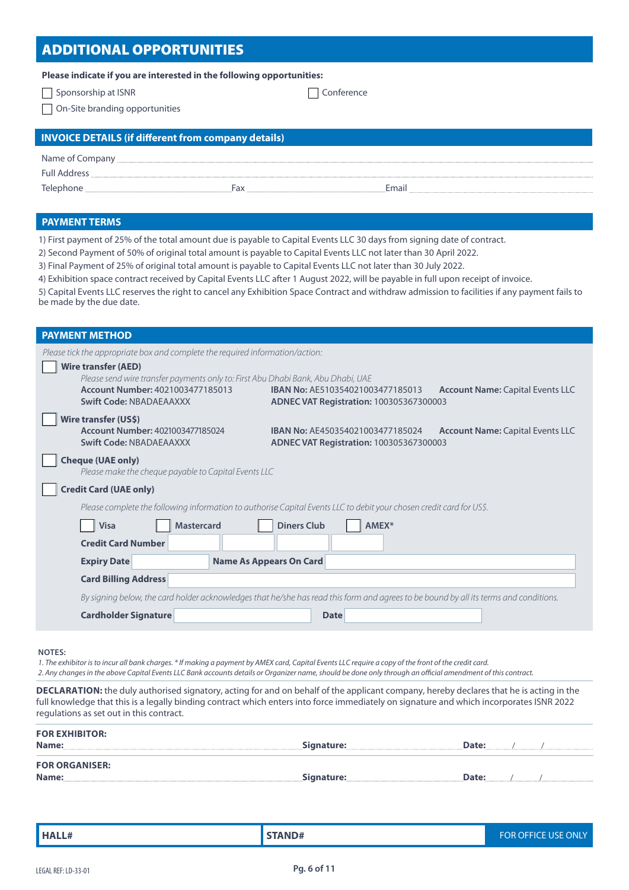## ADDITIONAL OPPORTUNITIES

**Please indicate if you are interested in the following opportunities:**

- ☐ Sponsorship at ISNR
- ☐ Conference
- ☐ On-Site branding opportunities

## INVOICE DETAILS (if different from company details)

Name of Company ..................................................

Full Address ..................................................

Telephone .................................. Fax .................................. Email ..................................

## PAYMENT TERMS

1) First payment of 25% of the total amount due is payable to Capital Events LLC 30 days from signing date of contract.

2) Second Payment of 50% of original total amount is payable to Capital Events LLC not later than 30 April 2022.

3) Final Payment of 25% of original total amount is payable to Capital Events LLC not later than 30 July 2022.

4) Exhibition space contract received by Capital Events LLC after 1 August 2022, will be payable in full upon receipt of invoice.

5) Capital Events LLC reserves the right to cancel any Exhibition Space Contract and withdraw admission to facilities if any payment fails to be made by the due date.

## PAYMENT METHOD

*Please tick the appropriate box and complete the required information/action:*

☐ **Wire transfer (AED)**

*Please send wire transfer payments only to: First Abu Dhabi Bank, Abu Dhabi, UAE*

**Account Number:** 4021003477185013 **IBAN No:** AE510354021003477185013 **Account Name:** Capital Events LLC

**Swift Code:** NBADAEAAXXX **ADNEC VAT Registration:** 100305367300003

☐ **Wire transfer (US$)**

**Account Number:** 4021003477185024 **IBAN No:** AE450354021003477185024 **Account Name:** Capital Events LLC

**Swift Code:** NBADAEAAXXX **ADNEC VAT Registration:** 100305367300003

☐ **Cheque (UAE only)**

*Please make the cheque payable to Capital Events LLC*

☐ **Credit Card (UAE only)**

*Please complete the following information to authorise Capital Events LLC to debit your chosen credit card for US$.*

☐ Visa ☐ Mastercard ☐ Diners Club ☐ AMEX*

**Credit Card Number** ______ ______ ______ ______

**Expiry Date** ______ **Name As Appears On Card** ______

**Card Billing Address** ______

*By signing below, the card holder acknowledges that he/she has read this form and agrees to be bound by all its terms and conditions.*

**Cardholder Signature** ______ **Date** ______

**NOTES:**

*1. The exhibitor is to incur all bank charges. * If making a payment by AMEX card, Capital Events LLC require a copy of the front of the credit card.*

*2. Any changes in the above Capital Events LLC Bank accounts details or Organizer name, should be done only through an official amendment of this contract.*

**DECLARATION:** the duly authorised signatory, acting for and on behalf of the applicant company, hereby declares that he is acting in the full knowledge that this is a legally binding contract which enters into force immediately on signature and which incorporates ISNR 2022 regulations as set out in this contract.

**FOR EXHIBITOR:**

**Name:** .................................. **Signature:** .................................. **Date:** ...... / ...... / ......

**FOR ORGANISER:**

**Name:** .................................. **Signature:** .................................. **Date:** ...... / ...... / ......

| **HALL#** | **STAND#** | FOR OFFICE USE ONLY |
|---|---|---|

LEGAL REF: LD-33-01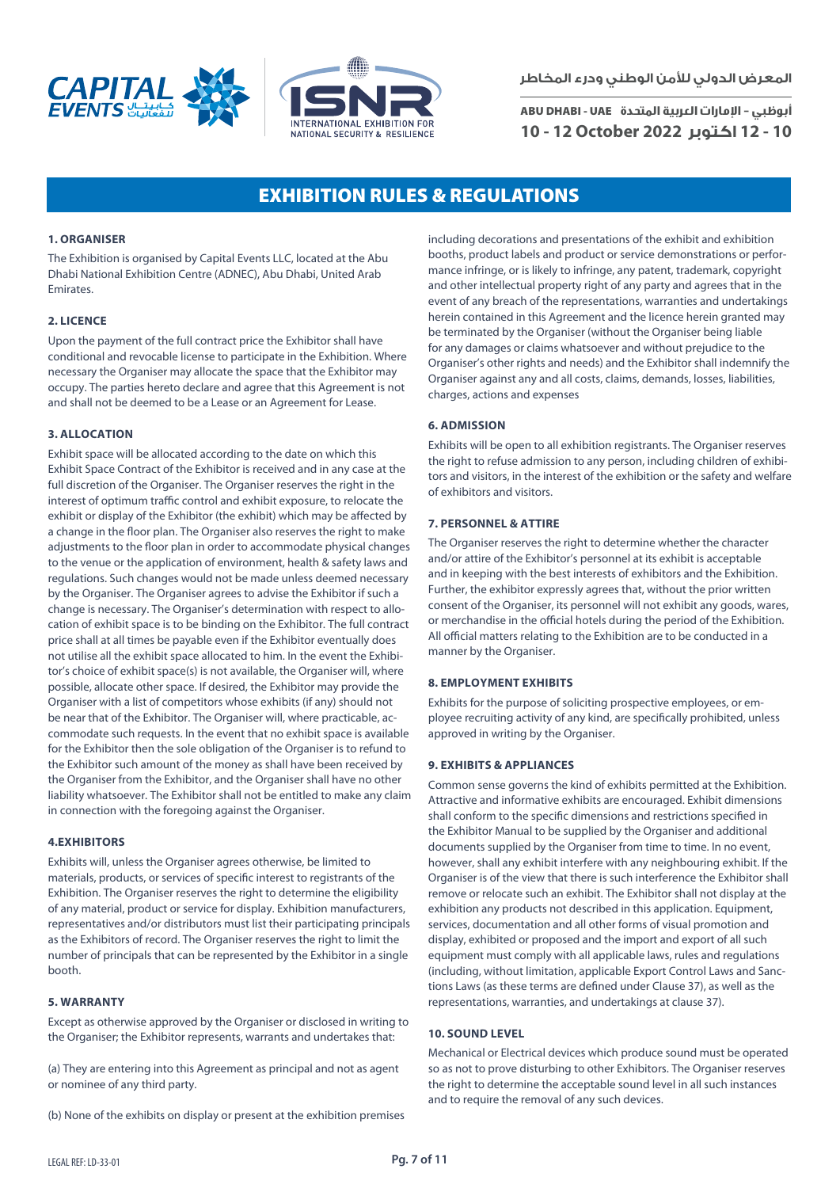# EXHIBITION RULES & REGULATIONS

### 1. ORGANISER

The Exhibition is organised by Capital Events LLC, located at the Abu Dhabi National Exhibition Centre (ADNEC), Abu Dhabi, United Arab Emirates.

### 2. LICENCE

Upon the payment of the full contract price the Exhibitor shall have conditional and revocable license to participate in the Exhibition. Where necessary the Organiser may allocate the space that the Exhibitor may occupy. The parties hereto declare and agree that this Agreement is not and shall not be deemed to be a Lease or an Agreement for Lease.

### 3. ALLOCATION

Exhibit space will be allocated according to the date on which this Exhibit Space Contract of the Exhibitor is received and in any case at the full discretion of the Organiser. The Organiser reserves the right in the interest of optimum traffic control and exhibit exposure, to relocate the exhibit or display of the Exhibitor (the exhibit) which may be affected by a change in the floor plan. The Organiser also reserves the right to make adjustments to the floor plan in order to accommodate physical changes to the venue or the application of environment, health & safety laws and regulations. Such changes would not be made unless deemed necessary by the Organiser. The Organiser agrees to advise the Exhibitor if such a change is necessary. The Organiser's determination with respect to allocation of exhibit space is to be binding on the Exhibitor. The full contract price shall at all times be payable even if the Exhibitor eventually does not utilise all the exhibit space allocated to him. In the event the Exhibitor's choice of exhibit space(s) is not available, the Organiser will, where possible, allocate other space. If desired, the Exhibitor may provide the Organiser with a list of competitors whose exhibits (if any) should not be near that of the Exhibitor. The Organiser will, where practicable, accommodate such requests. In the event that no exhibit space is available for the Exhibitor then the sole obligation of the Organiser is to refund to the Exhibitor such amount of the money as shall have been received by the Organiser from the Exhibitor, and the Organiser shall have no other liability whatsoever. The Exhibitor shall not be entitled to make any claim in connection with the foregoing against the Organiser.

### 4.EXHIBITORS

Exhibits will, unless the Organiser agrees otherwise, be limited to materials, products, or services of specific interest to registrants of the Exhibition. The Organiser reserves the right to determine the eligibility of any material, product or service for display. Exhibition manufacturers, representatives and/or distributors must list their participating principals as the Exhibitors of record. The Organiser reserves the right to limit the number of principals that can be represented by the Exhibitor in a single booth.

### 5. WARRANTY

Except as otherwise approved by the Organiser or disclosed in writing to the Organiser; the Exhibitor represents, warrants and undertakes that:

(a) They are entering into this Agreement as principal and not as agent or nominee of any third party.

(b) None of the exhibits on display or present at the exhibition premises including decorations and presentations of the exhibit and exhibition booths, product labels and product or service demonstrations or performance infringe, or is likely to infringe, any patent, trademark, copyright and other intellectual property right of any party and agrees that in the event of any breach of the representations, warranties and undertakings herein contained in this Agreement and the licence herein granted may be terminated by the Organiser (without the Organiser being liable for any damages or claims whatsoever and without prejudice to the Organiser's other rights and needs) and the Exhibitor shall indemnify the Organiser against any and all costs, claims, demands, losses, liabilities, charges, actions and expenses

### 6. ADMISSION

Exhibits will be open to all exhibition registrants. The Organiser reserves the right to refuse admission to any person, including children of exhibitors and visitors, in the interest of the exhibition or the safety and welfare of exhibitors and visitors.

### 7. PERSONNEL & ATTIRE

The Organiser reserves the right to determine whether the character and/or attire of the Exhibitor's personnel at its exhibit is acceptable and in keeping with the best interests of exhibitors and the Exhibition. Further, the exhibitor expressly agrees that, without the prior written consent of the Organiser, its personnel will not exhibit any goods, wares, or merchandise in the official hotels during the period of the Exhibition. All official matters relating to the Exhibition are to be conducted in a manner by the Organiser.

### 8. EMPLOYMENT EXHIBITS

Exhibits for the purpose of soliciting prospective employees, or employee recruiting activity of any kind, are specifically prohibited, unless approved in writing by the Organiser.

### 9. EXHIBITS & APPLIANCES

Common sense governs the kind of exhibits permitted at the Exhibition. Attractive and informative exhibits are encouraged. Exhibit dimensions shall conform to the specific dimensions and restrictions specified in the Exhibitor Manual to be supplied by the Organiser and additional documents supplied by the Organiser from time to time. In no event, however, shall any exhibit interfere with any neighbouring exhibit. If the Organiser is of the view that there is such interference the Exhibitor shall remove or relocate such an exhibit. The Exhibitor shall not display at the exhibition any products not described in this application. Equipment, services, documentation and all other forms of visual promotion and display, exhibited or proposed and the import and export of all such equipment must comply with all applicable laws, rules and regulations (including, without limitation, applicable Export Control Laws and Sanctions Laws (as these terms are defined under Clause 37), as well as the representations, warranties, and undertakings at clause 37).

### 10. SOUND LEVEL

Mechanical or Electrical devices which produce sound must be operated so as not to prove disturbing to other Exhibitors. The Organiser reserves the right to determine the acceptable sound level in all such instances and to require the removal of any such devices.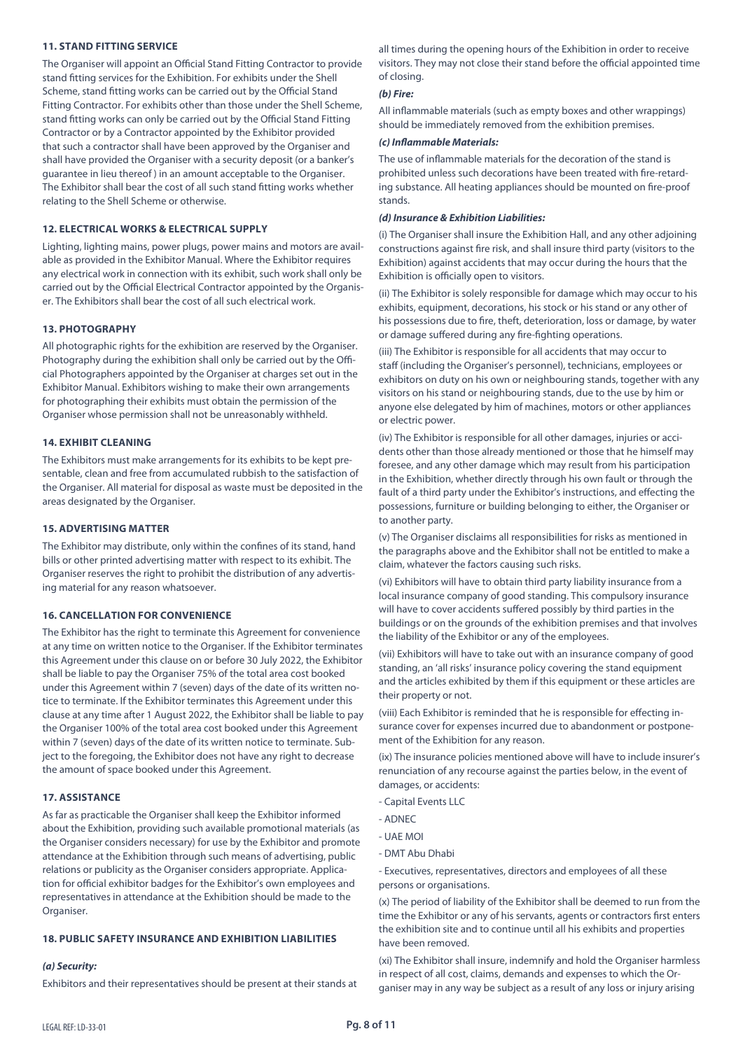### 11. STAND FITTING SERVICE

The Organiser will appoint an Official Stand Fitting Contractor to provide stand fitting services for the Exhibition. For exhibits under the Shell Scheme, stand fitting works can be carried out by the Official Stand Fitting Contractor. For exhibits other than those under the Shell Scheme, stand fitting works can only be carried out by the Official Stand Fitting Contractor or by a Contractor appointed by the Exhibitor provided that such a contractor shall have been approved by the Organiser and shall have provided the Organiser with a security deposit (or a banker's guarantee in lieu thereof ) in an amount acceptable to the Organiser. The Exhibitor shall bear the cost of all such stand fitting works whether relating to the Shell Scheme or otherwise.

### 12. ELECTRICAL WORKS & ELECTRICAL SUPPLY

Lighting, lighting mains, power plugs, power mains and motors are available as provided in the Exhibitor Manual. Where the Exhibitor requires any electrical work in connection with its exhibit, such work shall only be carried out by the Official Electrical Contractor appointed by the Organiser. The Exhibitors shall bear the cost of all such electrical work.

### 13. PHOTOGRAPHY

All photographic rights for the exhibition are reserved by the Organiser. Photography during the exhibition shall only be carried out by the Official Photographers appointed by the Organiser at charges set out in the Exhibitor Manual. Exhibitors wishing to make their own arrangements for photographing their exhibits must obtain the permission of the Organiser whose permission shall not be unreasonably withheld.

### 14. EXHIBIT CLEANING

The Exhibitors must make arrangements for its exhibits to be kept presentable, clean and free from accumulated rubbish to the satisfaction of the Organiser. All material for disposal as waste must be deposited in the areas designated by the Organiser.

### 15. ADVERTISING MATTER

The Exhibitor may distribute, only within the confines of its stand, hand bills or other printed advertising matter with respect to its exhibit. The Organiser reserves the right to prohibit the distribution of any advertising material for any reason whatsoever.

### 16. CANCELLATION FOR CONVENIENCE

The Exhibitor has the right to terminate this Agreement for convenience at any time on written notice to the Organiser. If the Exhibitor terminates this Agreement under this clause on or before 30 July 2022, the Exhibitor shall be liable to pay the Organiser 75% of the total area cost booked under this Agreement within 7 (seven) days of the date of its written notice to terminate. If the Exhibitor terminates this Agreement under this clause at any time after 1 August 2022, the Exhibitor shall be liable to pay the Organiser 100% of the total area cost booked under this Agreement within 7 (seven) days of the date of its written notice to terminate. Subject to the foregoing, the Exhibitor does not have any right to decrease the amount of space booked under this Agreement.

### 17. ASSISTANCE

As far as practicable the Organiser shall keep the Exhibitor informed about the Exhibition, providing such available promotional materials (as the Organiser considers necessary) for use by the Exhibitor and promote attendance at the Exhibition through such means of advertising, public relations or publicity as the Organiser considers appropriate. Application for official exhibitor badges for the Exhibitor's own employees and representatives in attendance at the Exhibition should be made to the Organiser.

### 18. PUBLIC SAFETY INSURANCE AND EXHIBITION LIABILITIES

***(a) Security:***

Exhibitors and their representatives should be present at their stands at all times during the opening hours of the Exhibition in order to receive visitors. They may not close their stand before the official appointed time of closing.

***(b) Fire:***

All inflammable materials (such as empty boxes and other wrappings) should be immediately removed from the exhibition premises.

***(c) Inflammable Materials:***

The use of inflammable materials for the decoration of the stand is prohibited unless such decorations have been treated with fire-retarding substance. All heating appliances should be mounted on fire-proof stands.

***(d) Insurance & Exhibition Liabilities:***

(i) The Organiser shall insure the Exhibition Hall, and any other adjoining constructions against fire risk, and shall insure third party (visitors to the Exhibition) against accidents that may occur during the hours that the Exhibition is officially open to visitors.

(ii) The Exhibitor is solely responsible for damage which may occur to his exhibits, equipment, decorations, his stock or his stand or any other of his possessions due to fire, theft, deterioration, loss or damage, by water or damage suffered during any fire-fighting operations.

(iii) The Exhibitor is responsible for all accidents that may occur to staff (including the Organiser's personnel), technicians, employees or exhibitors on duty on his own or neighbouring stands, together with any visitors on his stand or neighbouring stands, due to the use by him or anyone else delegated by him of machines, motors or other appliances or electric power.

(iv) The Exhibitor is responsible for all other damages, injuries or accidents other than those already mentioned or those that he himself may foresee, and any other damage which may result from his participation in the Exhibition, whether directly through his own fault or through the fault of a third party under the Exhibitor's instructions, and effecting the possessions, furniture or building belonging to either, the Organiser or to another party.

(v) The Organiser disclaims all responsibilities for risks as mentioned in the paragraphs above and the Exhibitor shall not be entitled to make a claim, whatever the factors causing such risks.

(vi) Exhibitors will have to obtain third party liability insurance from a local insurance company of good standing. This compulsory insurance will have to cover accidents suffered possibly by third parties in the buildings or on the grounds of the exhibition premises and that involves the liability of the Exhibitor or any of the employees.

(vii) Exhibitors will have to take out with an insurance company of good standing, an 'all risks' insurance policy covering the stand equipment and the articles exhibited by them if this equipment or these articles are their property or not.

(viii) Each Exhibitor is reminded that he is responsible for effecting insurance cover for expenses incurred due to abandonment or postponement of the Exhibition for any reason.

(ix) The insurance policies mentioned above will have to include insurer's renunciation of any recourse against the parties below, in the event of damages, or accidents:

- Capital Events LLC
- ADNEC
- UAE MOI
- DMT Abu Dhabi
- Executives, representatives, directors and employees of all these persons or organisations.

(x) The period of liability of the Exhibitor shall be deemed to run from the time the Exhibitor or any of his servants, agents or contractors first enters the exhibition site and to continue until all his exhibits and properties have been removed.

(xi) The Exhibitor shall insure, indemnify and hold the Organiser harmless in respect of all cost, claims, demands and expenses to which the Organiser may in any way be subject as a result of any loss or injury arising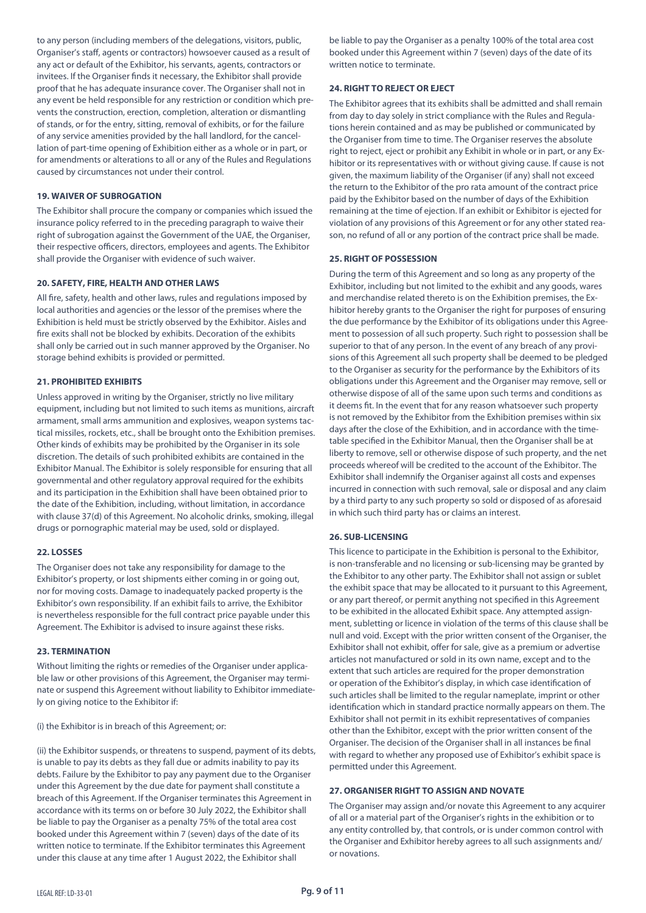to any person (including members of the delegations, visitors, public, Organiser's staff, agents or contractors) howsoever caused as a result of any act or default of the Exhibitor, his servants, agents, contractors or invitees. If the Organiser finds it necessary, the Exhibitor shall provide proof that he has adequate insurance cover. The Organiser shall not in any event be held responsible for any restriction or condition which prevents the construction, erection, completion, alteration or dismantling of stands, or for the entry, sitting, removal of exhibits, or for the failure of any service amenities provided by the hall landlord, for the cancellation of part-time opening of Exhibition either as a whole or in part, or for amendments or alterations to all or any of the Rules and Regulations caused by circumstances not under their control.

**19. WAIVER OF SUBROGATION**

The Exhibitor shall procure the company or companies which issued the insurance policy referred to in the preceding paragraph to waive their right of subrogation against the Government of the UAE, the Organiser, their respective officers, directors, employees and agents. The Exhibitor shall provide the Organiser with evidence of such waiver.

**20. SAFETY, FIRE, HEALTH AND OTHER LAWS**

All fire, safety, health and other laws, rules and regulations imposed by local authorities and agencies or the lessor of the premises where the Exhibition is held must be strictly observed by the Exhibitor. Aisles and fire exits shall not be blocked by exhibits. Decoration of the exhibits shall only be carried out in such manner approved by the Organiser. No storage behind exhibits is provided or permitted.

**21. PROHIBITED EXHIBITS**

Unless approved in writing by the Organiser, strictly no live military equipment, including but not limited to such items as munitions, aircraft armament, small arms ammunition and explosives, weapon systems tactical missiles, rockets, etc., shall be brought onto the Exhibition premises. Other kinds of exhibits may be prohibited by the Organiser in its sole discretion. The details of such prohibited exhibits are contained in the Exhibitor Manual. The Exhibitor is solely responsible for ensuring that all governmental and other regulatory approval required for the exhibits and its participation in the Exhibition shall have been obtained prior to the date of the Exhibition, including, without limitation, in accordance with clause 37(d) of this Agreement. No alcoholic drinks, smoking, illegal drugs or pornographic material may be used, sold or displayed.

**22. LOSSES**

The Organiser does not take any responsibility for damage to the Exhibitor's property, or lost shipments either coming in or going out, nor for moving costs. Damage to inadequately packed property is the Exhibitor's own responsibility. If an exhibit fails to arrive, the Exhibitor is nevertheless responsible for the full contract price payable under this Agreement. The Exhibitor is advised to insure against these risks.

**23. TERMINATION**

Without limiting the rights or remedies of the Organiser under applicable law or other provisions of this Agreement, the Organiser may terminate or suspend this Agreement without liability to Exhibitor immediately on giving notice to the Exhibitor if:

(i) the Exhibitor is in breach of this Agreement; or:

(ii) the Exhibitor suspends, or threatens to suspend, payment of its debts, is unable to pay its debts as they fall due or admits inability to pay its debts. Failure by the Exhibitor to pay any payment due to the Organiser under this Agreement by the due date for payment shall constitute a breach of this Agreement. If the Organiser terminates this Agreement in accordance with its terms on or before 30 July 2022, the Exhibitor shall be liable to pay the Organiser as a penalty 75% of the total area cost booked under this Agreement within 7 (seven) days of the date of its written notice to terminate. If the Exhibitor terminates this Agreement under this clause at any time after 1 August 2022, the Exhibitor shall be liable to pay the Organiser as a penalty 100% of the total area cost booked under this Agreement within 7 (seven) days of the date of its written notice to terminate.

**24. RIGHT TO REJECT OR EJECT**

The Exhibitor agrees that its exhibits shall be admitted and shall remain from day to day solely in strict compliance with the Rules and Regulations herein contained and as may be published or communicated by the Organiser from time to time. The Organiser reserves the absolute right to reject, eject or prohibit any Exhibit in whole or in part, or any Exhibitor or its representatives with or without giving cause. If cause is not given, the maximum liability of the Organiser (if any) shall not exceed the return to the Exhibitor of the pro rata amount of the contract price paid by the Exhibitor based on the number of days of the Exhibition remaining at the time of ejection. If an exhibit or Exhibitor is ejected for violation of any provisions of this Agreement or for any other stated reason, no refund of all or any portion of the contract price shall be made.

**25. RIGHT OF POSSESSION**

During the term of this Agreement and so long as any property of the Exhibitor, including but not limited to the exhibit and any goods, wares and merchandise related thereto is on the Exhibition premises, the Exhibitor hereby grants to the Organiser the right for purposes of ensuring the due performance by the Exhibitor of its obligations under this Agreement to possession of all such property. Such right to possession shall be superior to that of any person. In the event of any breach of any provisions of this Agreement all such property shall be deemed to be pledged to the Organiser as security for the performance by the Exhibitors of its obligations under this Agreement and the Organiser may remove, sell or otherwise dispose of all of the same upon such terms and conditions as it deems fit. In the event that for any reason whatsoever such property is not removed by the Exhibitor from the Exhibition premises within six days after the close of the Exhibition, and in accordance with the timetable specified in the Exhibitor Manual, then the Organiser shall be at liberty to remove, sell or otherwise dispose of such property, and the net proceeds whereof will be credited to the account of the Exhibitor. The Exhibitor shall indemnify the Organiser against all costs and expenses incurred in connection with such removal, sale or disposal and any claim by a third party to any such property so sold or disposed of as aforesaid in which such third party has or claims an interest.

**26. SUB-LICENSING**

This licence to participate in the Exhibition is personal to the Exhibitor, is non-transferable and no licensing or sub-licensing may be granted by the Exhibitor to any other party. The Exhibitor shall not assign or sublet the exhibit space that may be allocated to it pursuant to this Agreement, or any part thereof, or permit anything not specified in this Agreement to be exhibited in the allocated Exhibit space. Any attempted assignment, subletting or licence in violation of the terms of this clause shall be null and void. Except with the prior written consent of the Organiser, the Exhibitor shall not exhibit, offer for sale, give as a premium or advertise articles not manufactured or sold in its own name, except and to the extent that such articles are required for the proper demonstration or operation of the Exhibitor's display, in which case identification of such articles shall be limited to the regular nameplate, imprint or other identification which in standard practice normally appears on them. The Exhibitor shall not permit in its exhibit representatives of companies other than the Exhibitor, except with the prior written consent of the Organiser. The decision of the Organiser shall in all instances be final with regard to whether any proposed use of Exhibitor's exhibit space is permitted under this Agreement.

**27. ORGANISER RIGHT TO ASSIGN AND NOVATE**

The Organiser may assign and/or novate this Agreement to any acquirer of all or a material part of the Organiser's rights in the exhibition or to any entity controlled by, that controls, or is under common control with the Organiser and Exhibitor hereby agrees to all such assignments and/or novations.

LEGAL REF: LD-33-01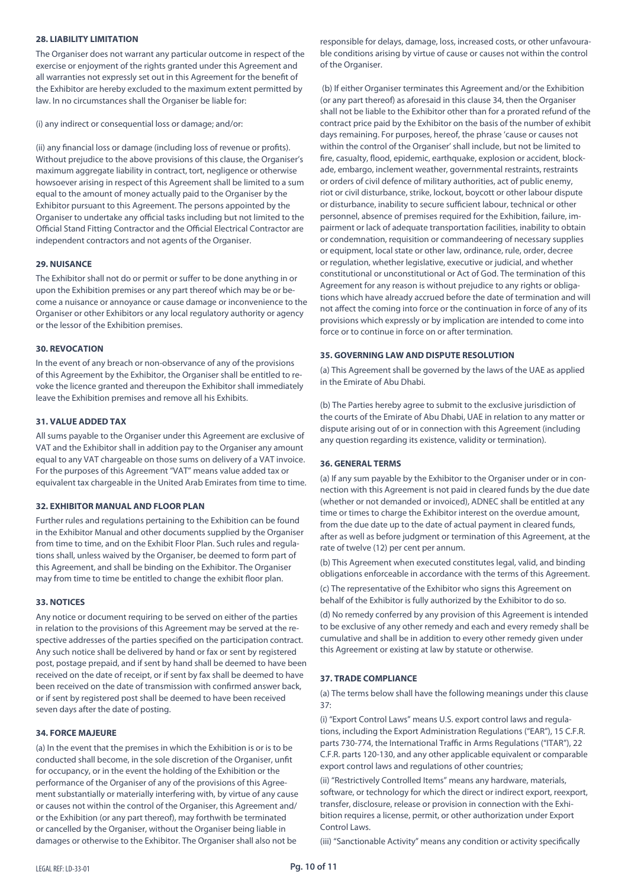#### 28. LIABILITY LIMITATION

The Organiser does not warrant any particular outcome in respect of the exercise or enjoyment of the rights granted under this Agreement and all warranties not expressly set out in this Agreement for the benefit of the Exhibitor are hereby excluded to the maximum extent permitted by law. In no circumstances shall the Organiser be liable for:

(i) any indirect or consequential loss or damage; and/or:

(ii) any financial loss or damage (including loss of revenue or profits). Without prejudice to the above provisions of this clause, the Organiser's maximum aggregate liability in contract, tort, negligence or otherwise howsoever arising in respect of this Agreement shall be limited to a sum equal to the amount of money actually paid to the Organiser by the Exhibitor pursuant to this Agreement. The persons appointed by the Organiser to undertake any official tasks including but not limited to the Official Stand Fitting Contractor and the Official Electrical Contractor are independent contractors and not agents of the Organiser.

#### 29. NUISANCE

The Exhibitor shall not do or permit or suffer to be done anything in or upon the Exhibition premises or any part thereof which may be or become a nuisance or annoyance or cause damage or inconvenience to the Organiser or other Exhibitors or any local regulatory authority or agency or the lessor of the Exhibition premises.

#### 30. REVOCATION

In the event of any breach or non-observance of any of the provisions of this Agreement by the Exhibitor, the Organiser shall be entitled to revoke the licence granted and thereupon the Exhibitor shall immediately leave the Exhibition premises and remove all his Exhibits.

#### 31. VALUE ADDED TAX

All sums payable to the Organiser under this Agreement are exclusive of VAT and the Exhibitor shall in addition pay to the Organiser any amount equal to any VAT chargeable on those sums on delivery of a VAT invoice. For the purposes of this Agreement "VAT" means value added tax or equivalent tax chargeable in the United Arab Emirates from time to time.

#### 32. EXHIBITOR MANUAL AND FLOOR PLAN

Further rules and regulations pertaining to the Exhibition can be found in the Exhibitor Manual and other documents supplied by the Organiser from time to time, and on the Exhibit Floor Plan. Such rules and regulations shall, unless waived by the Organiser, be deemed to form part of this Agreement, and shall be binding on the Exhibitor. The Organiser may from time to time be entitled to change the exhibit floor plan.

#### 33. NOTICES

Any notice or document requiring to be served on either of the parties in relation to the provisions of this Agreement may be served at the respective addresses of the parties specified on the participation contract. Any such notice shall be delivered by hand or fax or sent by registered post, postage prepaid, and if sent by hand shall be deemed to have been received on the date of receipt, or if sent by fax shall be deemed to have been received on the date of transmission with confirmed answer back, or if sent by registered post shall be deemed to have been received seven days after the date of posting.

#### 34. FORCE MAJEURE

(a) In the event that the premises in which the Exhibition is or is to be conducted shall become, in the sole discretion of the Organiser, unfit for occupancy, or in the event the holding of the Exhibition or the performance of the Organiser of any of the provisions of this Agreement substantially or materially interfering with, by virtue of any cause or causes not within the control of the Organiser, this Agreement and/or the Exhibition (or any part thereof), may forthwith be terminated or cancelled by the Organiser, without the Organiser being liable in damages or otherwise to the Exhibitor. The Organiser shall also not be responsible for delays, damage, loss, increased costs, or other unfavourable conditions arising by virtue of cause or causes not within the control of the Organiser.

(b) If either Organiser terminates this Agreement and/or the Exhibition (or any part thereof) as aforesaid in this clause 34, then the Organiser shall not be liable to the Exhibitor other than for a prorated refund of the contract price paid by the Exhibitor on the basis of the number of exhibit days remaining. For purposes, hereof, the phrase 'cause or causes not within the control of the Organiser' shall include, but not be limited to fire, casualty, flood, epidemic, earthquake, explosion or accident, blockade, embargo, inclement weather, governmental restraints, restraints or orders of civil defence of military authorities, act of public enemy, riot or civil disturbance, strike, lockout, boycott or other labour dispute or disturbance, inability to secure sufficient labour, technical or other personnel, absence of premises required for the Exhibition, failure, impairment or lack of adequate transportation facilities, inability to obtain or condemnation, requisition or commandeering of necessary supplies or equipment, local state or other law, ordinance, rule, order, decree or regulation, whether legislative, executive or judicial, and whether constitutional or unconstitutional or Act of God. The termination of this Agreement for any reason is without prejudice to any rights or obligations which have already accrued before the date of termination and will not affect the coming into force or the continuation in force of any of its provisions which expressly or by implication are intended to come into force or to continue in force on or after termination.

#### 35. GOVERNING LAW AND DISPUTE RESOLUTION

(a) This Agreement shall be governed by the laws of the UAE as applied in the Emirate of Abu Dhabi.

(b) The Parties hereby agree to submit to the exclusive jurisdiction of the courts of the Emirate of Abu Dhabi, UAE in relation to any matter or dispute arising out of or in connection with this Agreement (including any question regarding its existence, validity or termination).

#### 36. GENERAL TERMS

(a) If any sum payable by the Exhibitor to the Organiser under or in connection with this Agreement is not paid in cleared funds by the due date (whether or not demanded or invoiced), ADNEC shall be entitled at any time or times to charge the Exhibitor interest on the overdue amount, from the due date up to the date of actual payment in cleared funds, after as well as before judgment or termination of this Agreement, at the rate of twelve (12) per cent per annum.

(b) This Agreement when executed constitutes legal, valid, and binding obligations enforceable in accordance with the terms of this Agreement.

(c) The representative of the Exhibitor who signs this Agreement on behalf of the Exhibitor is fully authorized by the Exhibitor to do so.

(d) No remedy conferred by any provision of this Agreement is intended to be exclusive of any other remedy and each and every remedy shall be cumulative and shall be in addition to every other remedy given under this Agreement or existing at law by statute or otherwise.

#### 37. TRADE COMPLIANCE

(a) The terms below shall have the following meanings under this clause 37:

(i) "Export Control Laws" means U.S. export control laws and regulations, including the Export Administration Regulations ("EAR"), 15 C.F.R. parts 730-774, the International Traffic in Arms Regulations ("ITAR"), 22 C.F.R. parts 120-130, and any other applicable equivalent or comparable export control laws and regulations of other countries;

(ii) "Restrictively Controlled Items" means any hardware, materials, software, or technology for which the direct or indirect export, reexport, transfer, disclosure, release or provision in connection with the Exhibition requires a license, permit, or other authorization under Export Control Laws.

(iii) "Sanctionable Activity" means any condition or activity specifically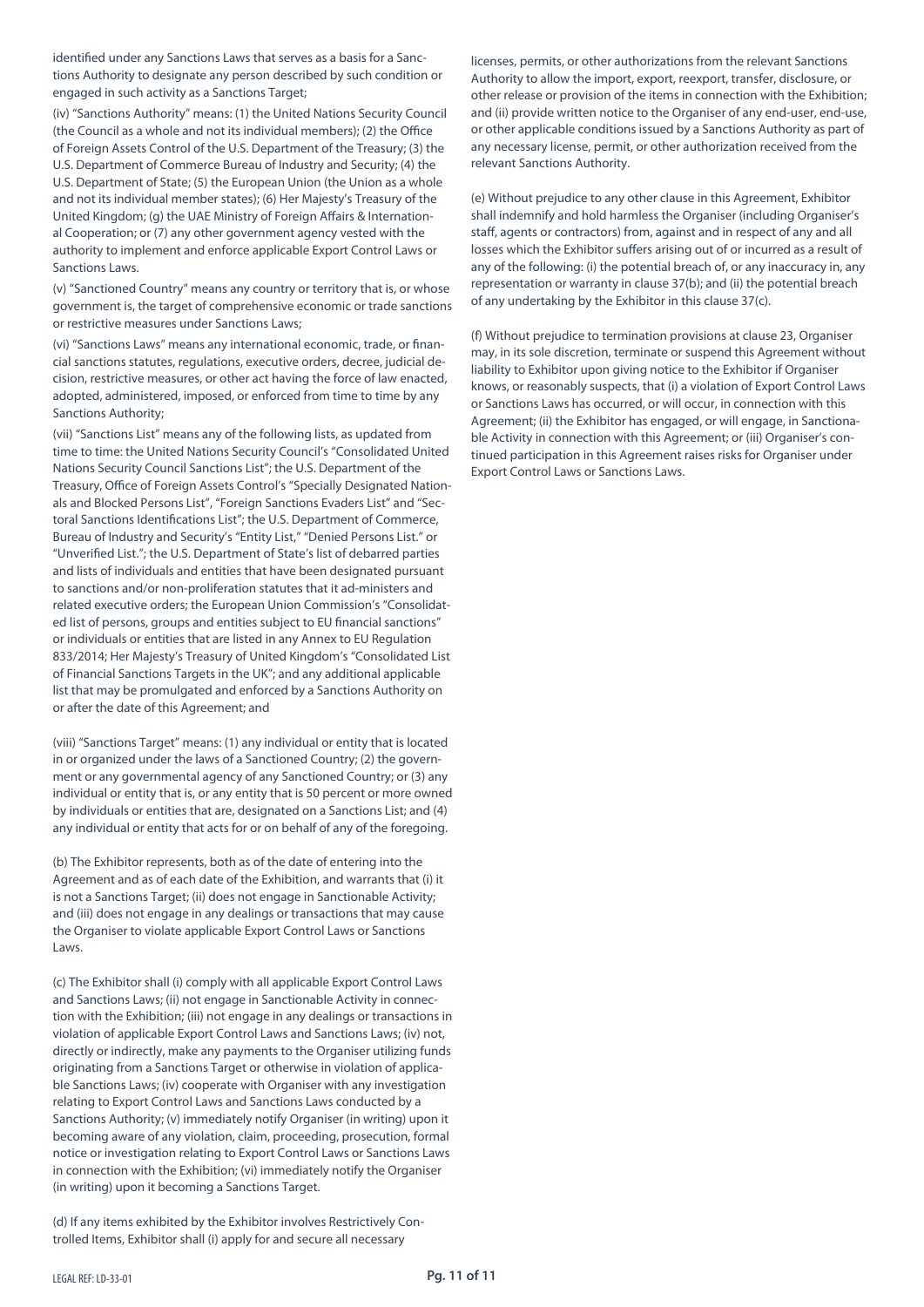identified under any Sanctions Laws that serves as a basis for a Sanctions Authority to designate any person described by such condition or engaged in such activity as a Sanctions Target;

(iv) "Sanctions Authority" means: (1) the United Nations Security Council (the Council as a whole and not its individual members); (2) the Office of Foreign Assets Control of the U.S. Department of the Treasury; (3) the U.S. Department of Commerce Bureau of Industry and Security; (4) the U.S. Department of State; (5) the European Union (the Union as a whole and not its individual member states); (6) Her Majesty's Treasury of the United Kingdom; (g) the UAE Ministry of Foreign Affairs & International Cooperation; or (7) any other government agency vested with the authority to implement and enforce applicable Export Control Laws or Sanctions Laws.

(v) "Sanctioned Country" means any country or territory that is, or whose government is, the target of comprehensive economic or trade sanctions or restrictive measures under Sanctions Laws;

(vi) "Sanctions Laws" means any international economic, trade, or financial sanctions statutes, regulations, executive orders, decree, judicial decision, restrictive measures, or other act having the force of law enacted, adopted, administered, imposed, or enforced from time to time by any Sanctions Authority;

(vii) "Sanctions List" means any of the following lists, as updated from time to time: the United Nations Security Council's "Consolidated United Nations Security Council Sanctions List"; the U.S. Department of the Treasury, Office of Foreign Assets Control's "Specially Designated Nationals and Blocked Persons List", "Foreign Sanctions Evaders List" and "Sectoral Sanctions Identifications List"; the U.S. Department of Commerce, Bureau of Industry and Security's "Entity List," "Denied Persons List." or "Unverified List."; the U.S. Department of State's list of debarred parties and lists of individuals and entities that have been designated pursuant to sanctions and/or non-proliferation statutes that it ad-ministers and related executive orders; the European Union Commission's "Consolidated list of persons, groups and entities subject to EU financial sanctions" or individuals or entities that are listed in any Annex to EU Regulation 833/2014; Her Majesty's Treasury of United Kingdom's "Consolidated List of Financial Sanctions Targets in the UK"; and any additional applicable list that may be promulgated and enforced by a Sanctions Authority on or after the date of this Agreement; and

(viii) "Sanctions Target" means: (1) any individual or entity that is located in or organized under the laws of a Sanctioned Country; (2) the government or any governmental agency of any Sanctioned Country; or (3) any individual or entity that is, or any entity that is 50 percent or more owned by individuals or entities that are, designated on a Sanctions List; and (4) any individual or entity that acts for or on behalf of any of the foregoing.

(b) The Exhibitor represents, both as of the date of entering into the Agreement and as of each date of the Exhibition, and warrants that (i) it is not a Sanctions Target; (ii) does not engage in Sanctionable Activity; and (iii) does not engage in any dealings or transactions that may cause the Organiser to violate applicable Export Control Laws or Sanctions Laws.

(c) The Exhibitor shall (i) comply with all applicable Export Control Laws and Sanctions Laws; (ii) not engage in Sanctionable Activity in connection with the Exhibition; (iii) not engage in any dealings or transactions in violation of applicable Export Control Laws and Sanctions Laws; (iv) not, directly or indirectly, make any payments to the Organiser utilizing funds originating from a Sanctions Target or otherwise in violation of applicable Sanctions Laws; (iv) cooperate with Organiser with any investigation relating to Export Control Laws and Sanctions Laws conducted by a Sanctions Authority; (v) immediately notify Organiser (in writing) upon it becoming aware of any violation, claim, proceeding, prosecution, formal notice or investigation relating to Export Control Laws or Sanctions Laws in connection with the Exhibition; (vi) immediately notify the Organiser (in writing) upon it becoming a Sanctions Target.

(d) If any items exhibited by the Exhibitor involves Restrictively Controlled Items, Exhibitor shall (i) apply for and secure all necessary licenses, permits, or other authorizations from the relevant Sanctions Authority to allow the import, export, reexport, transfer, disclosure, or other release or provision of the items in connection with the Exhibition; and (ii) provide written notice to the Organiser of any end-user, end-use, or other applicable conditions issued by a Sanctions Authority as part of any necessary license, permit, or other authorization received from the relevant Sanctions Authority.

(e) Without prejudice to any other clause in this Agreement, Exhibitor shall indemnify and hold harmless the Organiser (including Organiser's staff, agents or contractors) from, against and in respect of any and all losses which the Exhibitor suffers arising out of or incurred as a result of any of the following: (i) the potential breach of, or any inaccuracy in, any representation or warranty in clause 37(b); and (ii) the potential breach of any undertaking by the Exhibitor in this clause 37(c).

(f) Without prejudice to termination provisions at clause 23, Organiser may, in its sole discretion, terminate or suspend this Agreement without liability to Exhibitor upon giving notice to the Exhibitor if Organiser knows, or reasonably suspects, that (i) a violation of Export Control Laws or Sanctions Laws has occurred, or will occur, in connection with this Agreement; (ii) the Exhibitor has engaged, or will engage, in Sanctionable Activity in connection with this Agreement; or (iii) Organiser's continued participation in this Agreement raises risks for Organiser under Export Control Laws or Sanctions Laws.

LEGAL REF: LD-33-01